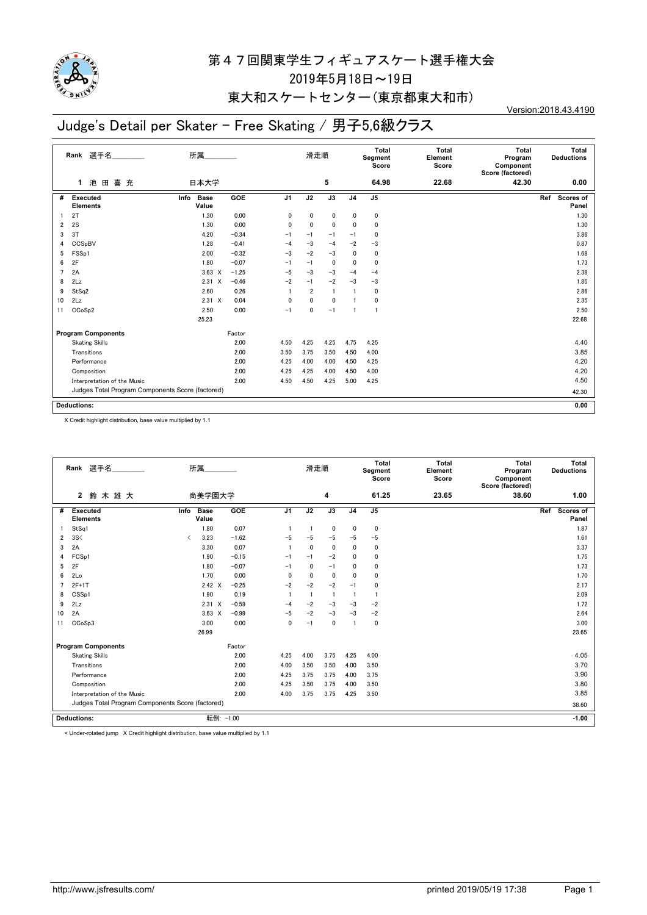# 第４７回関東学生フィギュアスケート選手権大会

2019年5月18日～19日

東大和スケートセンター（東京都東大和市）

Version:2018.43.4190

## Judge's Detail per Skater - Free Skating / 男子5,6級クラス

| Rank | 選手名 | 所属 | 滑走順 | Total Segment Score | Total Element Score | Total Program Component Score (factored) | Total Deductions |
|---|---|---|---|---|---|---|---|
| 1 | 池 田 喜 充 | 日本大学 | 5 | 64.98 | 22.68 | 42.30 | 0.00 |

| # | Executed Elements | Info | Base Value | GOE | J1 | J2 | J3 | J4 | J5 | Ref | Scores of Panel |
|---|---|---|---|---|---|---|---|---|---|---|---|
| 1 | 2T | | 1.30 | 0.00 | 0 | 0 | 0 | 0 | 0 | | 1.30 |
| 2 | 2S | | 1.30 | 0.00 | 0 | 0 | 0 | 0 | 0 | | 1.30 |
| 3 | 3T | | 4.20 | −0.34 | −1 | −1 | −1 | −1 | 0 | | 3.86 |
| 4 | CCSpBV | | 1.28 | −0.41 | −4 | −3 | −4 | −2 | −3 | | 0.87 |
| 5 | FSSp1 | | 2.00 | −0.32 | −3 | −2 | −3 | 0 | 0 | | 1.68 |
| 6 | 2F | | 1.80 | −0.07 | −1 | −1 | 0 | 0 | 0 | | 1.73 |
| 7 | 2A | | 3.63 X | −1.25 | −5 | −3 | −3 | −4 | −4 | | 2.38 |
| 8 | 2Lz | | 2.31 X | −0.46 | −2 | −1 | −2 | −3 | −3 | | 1.85 |
| 9 | StSq2 | | 2.60 | 0.26 | 1 | 2 | 1 | 1 | 0 | | 2.86 |
| 10 | 2Lz | | 2.31 X | 0.04 | 0 | 0 | 0 | 1 | 0 | | 2.35 |
| 11 | CCoSp2 | | 2.50 | 0.00 | −1 | 0 | −1 | 1 | 1 | | 2.50 |
| | | | 25.23 | | | | | | | | 22.68 |

| Program Components | Factor | J1 | J2 | J3 | J4 | J5 | Scores of Panel |
|---|---|---|---|---|---|---|---|
| Skating Skills | 2.00 | 4.50 | 4.25 | 4.25 | 4.75 | 4.25 | 4.40 |
| Transitions | 2.00 | 3.50 | 3.75 | 3.50 | 4.50 | 4.00 | 3.85 |
| Performance | 2.00 | 4.25 | 4.00 | 4.00 | 4.50 | 4.25 | 4.20 |
| Composition | 2.00 | 4.25 | 4.25 | 4.00 | 4.50 | 4.00 | 4.20 |
| Interpretation of the Music | 2.00 | 4.50 | 4.50 | 4.25 | 5.00 | 4.25 | 4.50 |
| Judges Total Program Components Score (factored) | | | | | | | 42.30 |

**Deductions:** 0.00

X Credit highlight distribution, base value multiplied by 1.1

| Rank | 選手名 | 所属 | 滑走順 | Total Segment Score | Total Element Score | Total Program Component Score (factored) | Total Deductions |
|---|---|---|---|---|---|---|---|
| 2 | 鈴 木 雄 大 | 尚美学園大学 | 4 | 61.25 | 23.65 | 38.60 | 1.00 |

| # | Executed Elements | Info | Base Value | GOE | J1 | J2 | J3 | J4 | J5 | Ref | Scores of Panel |
|---|---|---|---|---|---|---|---|---|---|---|---|
| 1 | StSq1 | | 1.80 | 0.07 | 1 | 1 | 0 | 0 | 0 | | 1.87 |
| 2 | 3S< | < | 3.23 | −1.62 | −5 | −5 | −5 | −5 | −5 | | 1.61 |
| 3 | 2A | | 3.30 | 0.07 | 1 | 0 | 0 | 0 | 0 | | 3.37 |
| 4 | FCSp1 | | 1.90 | −0.15 | −1 | −1 | −2 | 0 | 0 | | 1.75 |
| 5 | 2F | | 1.80 | −0.07 | −1 | 0 | −1 | 0 | 0 | | 1.73 |
| 6 | 2Lo | | 1.70 | 0.00 | 0 | 0 | 0 | 0 | 0 | | 1.70 |
| 7 | 2F+1T | | 2.42 X | −0.25 | −2 | −2 | −2 | −1 | 0 | | 2.17 |
| 8 | CSSp1 | | 1.90 | 0.19 | 1 | 1 | 1 | 1 | 1 | | 2.09 |
| 9 | 2Lz | | 2.31 X | −0.59 | −4 | −2 | −3 | −3 | −2 | | 1.72 |
| 10 | 2A | | 3.63 X | −0.99 | −5 | −2 | −3 | −3 | −2 | | 2.64 |
| 11 | CCoSp3 | | 3.00 | 0.00 | 0 | −1 | 0 | 1 | 0 | | 3.00 |
| | | | 26.99 | | | | | | | | 23.65 |

| Program Components | Factor | J1 | J2 | J3 | J4 | J5 | Scores of Panel |
|---|---|---|---|---|---|---|---|
| Skating Skills | 2.00 | 4.25 | 4.00 | 3.75 | 4.25 | 4.00 | 4.05 |
| Transitions | 2.00 | 4.00 | 3.50 | 3.50 | 4.00 | 3.50 | 3.70 |
| Performance | 2.00 | 4.25 | 3.75 | 3.75 | 4.00 | 3.75 | 3.90 |
| Composition | 2.00 | 4.25 | 3.50 | 3.75 | 4.00 | 3.50 | 3.80 |
| Interpretation of the Music | 2.00 | 4.00 | 3.75 | 3.75 | 4.25 | 3.50 | 3.85 |
| Judges Total Program Components Score (factored) | | | | | | | 38.60 |

**Deductions:** 転倒: −1.00 　　−1.00

< Under-rotated jump　X Credit highlight distribution, base value multiplied by 1.1

http://www.jsfresults.com/　　printed 2019/05/19 17:38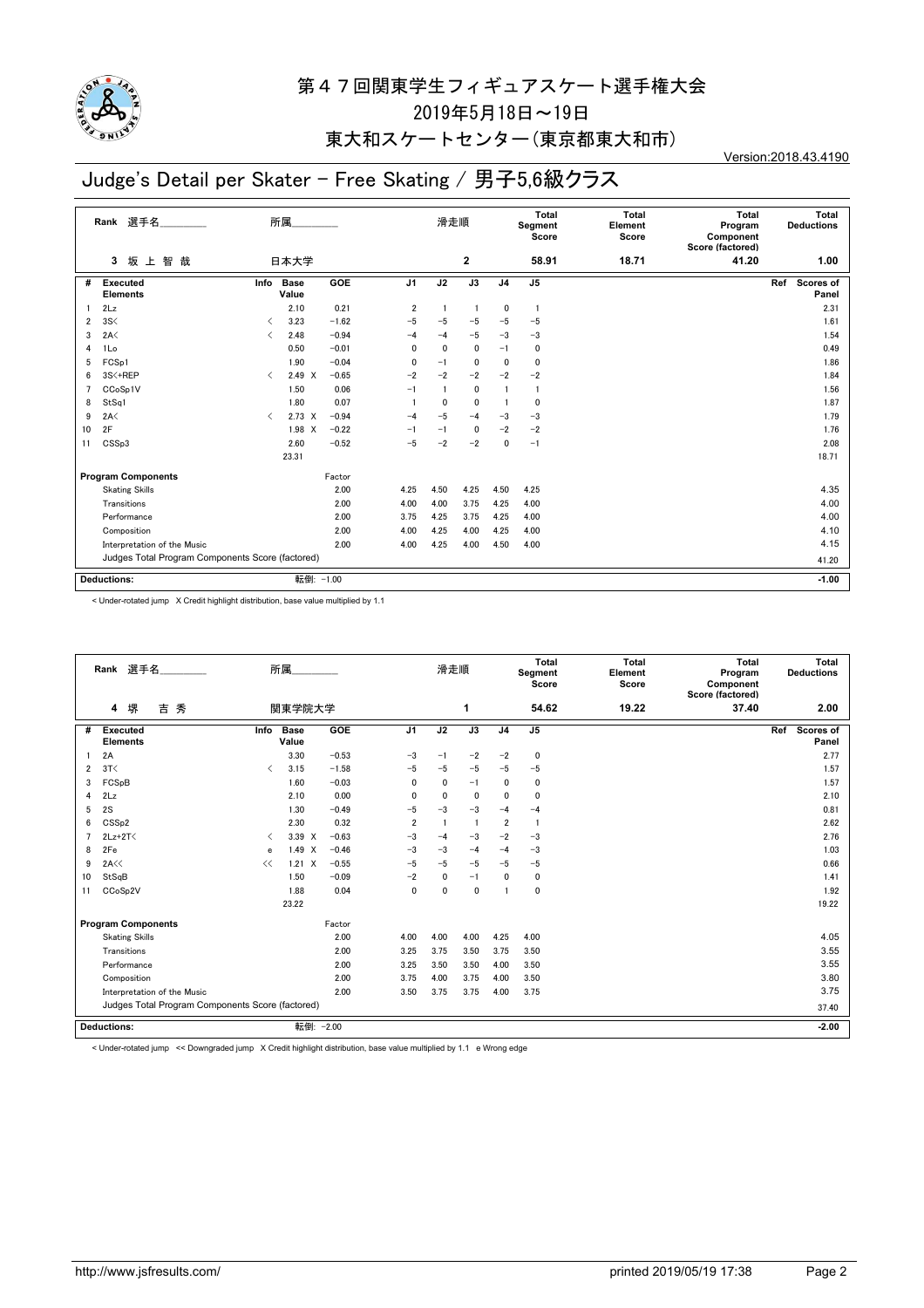# 第47回関東学生フィギュアスケート選手権大会

2019年5月18日～19日

東大和スケートセンター(東京都東大和市)

Version:2018.43.4190

## Judge's Detail per Skater - Free Skating / 男子5,6級クラス

| Rank | 選手名 | 所属 | 滑走順 | Total Segment Score | Total Element Score | Total Program Component Score (factored) | Total Deductions |
|---|---|---|---|---|---|---|---|
| 3 | 坂上智哉 | 日本大学 | 2 | 58.91 | 18.71 | 41.20 | 1.00 |

| # | Executed Elements | Info | Base Value | | GOE | J1 | J2 | J3 | J4 | J5 | Ref | Scores of Panel |
|---|---|---|---|---|---|---|---|---|---|---|---|---|
| 1 | 2Lz | | 2.10 | | 0.21 | 2 | 1 | 1 | 0 | 1 | | 2.31 |
| 2 | 3S< | < | 3.23 | | −1.62 | −5 | −5 | −5 | −5 | −5 | | 1.61 |
| 3 | 2A< | < | 2.48 | | −0.94 | −4 | −4 | −5 | −3 | −3 | | 1.54 |
| 4 | 1Lo | | 0.50 | | −0.01 | 0 | 0 | 0 | −1 | 0 | | 0.49 |
| 5 | FCSp1 | | 1.90 | | −0.04 | 0 | −1 | 0 | 0 | 0 | | 1.86 |
| 6 | 3S<+REP | < | 2.49 | X | −0.65 | −2 | −2 | −2 | −2 | −2 | | 1.84 |
| 7 | CCoSp1V | | 1.50 | | 0.06 | −1 | 1 | 0 | 1 | 1 | | 1.56 |
| 8 | StSq1 | | 1.80 | | 0.07 | 1 | 0 | 0 | 1 | 0 | | 1.87 |
| 9 | 2A< | < | 2.73 | X | −0.94 | −4 | −5 | −4 | −3 | −3 | | 1.79 |
| 10 | 2F | | 1.98 | X | −0.22 | −1 | −1 | 0 | −2 | −2 | | 1.76 |
| 11 | CSSp3 | | 2.60 | | −0.52 | −5 | −2 | −2 | 0 | −1 | | 2.08 |
| | | | 23.31 | | | | | | | | | 18.71 |

| Program Components | Factor | J1 | J2 | J3 | J4 | J5 | Scores of Panel |
|---|---|---|---|---|---|---|---|
| Skating Skills | 2.00 | 4.25 | 4.50 | 4.25 | 4.50 | 4.25 | 4.35 |
| Transitions | 2.00 | 4.00 | 4.00 | 3.75 | 4.25 | 4.00 | 4.00 |
| Performance | 2.00 | 3.75 | 4.25 | 3.75 | 4.25 | 4.00 | 4.00 |
| Composition | 2.00 | 4.00 | 4.25 | 4.00 | 4.25 | 4.00 | 4.10 |
| Interpretation of the Music | 2.00 | 4.00 | 4.25 | 4.00 | 4.50 | 4.00 | 4.15 |
| Judges Total Program Components Score (factored) | | | | | | | 41.20 |

Deductions: 転倒: −1.00 **−1.00**

< Under-rotated jump X Credit highlight distribution, base value multiplied by 1.1

| Rank | 選手名 | 所属 | 滑走順 | Total Segment Score | Total Element Score | Total Program Component Score (factored) | Total Deductions |
|---|---|---|---|---|---|---|---|
| 4 | 堺 吉秀 | 関東学院大学 | 1 | 54.62 | 19.22 | 37.40 | 2.00 |

| # | Executed Elements | Info | Base Value | | GOE | J1 | J2 | J3 | J4 | J5 | Ref | Scores of Panel |
|---|---|---|---|---|---|---|---|---|---|---|---|---|
| 1 | 2A | | 3.30 | | −0.53 | −3 | −1 | −2 | −2 | 0 | | 2.77 |
| 2 | 3T< | < | 3.15 | | −1.58 | −5 | −5 | −5 | −5 | −5 | | 1.57 |
| 3 | FCSpB | | 1.60 | | −0.03 | 0 | 0 | −1 | 0 | 0 | | 1.57 |
| 4 | 2Lz | | 2.10 | | 0.00 | 0 | 0 | 0 | 0 | 0 | | 2.10 |
| 5 | 2S | | 1.30 | | −0.49 | −5 | −3 | −3 | −4 | −4 | | 0.81 |
| 6 | CSSp2 | | 2.30 | | 0.32 | 2 | 1 | 1 | 2 | 1 | | 2.62 |
| 7 | 2Lz+2T< | < | 3.39 | X | −0.63 | −3 | −4 | −3 | −2 | −3 | | 2.76 |
| 8 | 2Fe | e | 1.49 | X | −0.46 | −3 | −3 | −4 | −4 | −3 | | 1.03 |
| 9 | 2A<< | << | 1.21 | X | −0.55 | −5 | −5 | −5 | −5 | −5 | | 0.66 |
| 10 | StSqB | | 1.50 | | −0.09 | −2 | 0 | −1 | 0 | 0 | | 1.41 |
| 11 | CCoSp2V | | 1.88 | | 0.04 | 0 | 0 | 0 | 1 | 0 | | 1.92 |
| | | | 23.22 | | | | | | | | | 19.22 |

| Program Components | Factor | J1 | J2 | J3 | J4 | J5 | Scores of Panel |
|---|---|---|---|---|---|---|---|
| Skating Skills | 2.00 | 4.00 | 4.00 | 4.00 | 4.25 | 4.00 | 4.05 |
| Transitions | 2.00 | 3.25 | 3.75 | 3.50 | 3.75 | 3.50 | 3.55 |
| Performance | 2.00 | 3.25 | 3.50 | 3.50 | 4.00 | 3.50 | 3.55 |
| Composition | 2.00 | 3.75 | 4.00 | 3.75 | 4.00 | 3.50 | 3.80 |
| Interpretation of the Music | 2.00 | 3.50 | 3.75 | 3.75 | 4.00 | 3.75 | 3.75 |
| Judges Total Program Components Score (factored) | | | | | | | 37.40 |

Deductions: 転倒: −2.00 **−2.00**

< Under-rotated jump << Downgraded jump X Credit highlight distribution, base value multiplied by 1.1 e Wrong edge

http://www.jsfresults.com/ printed 2019/05/19 17:38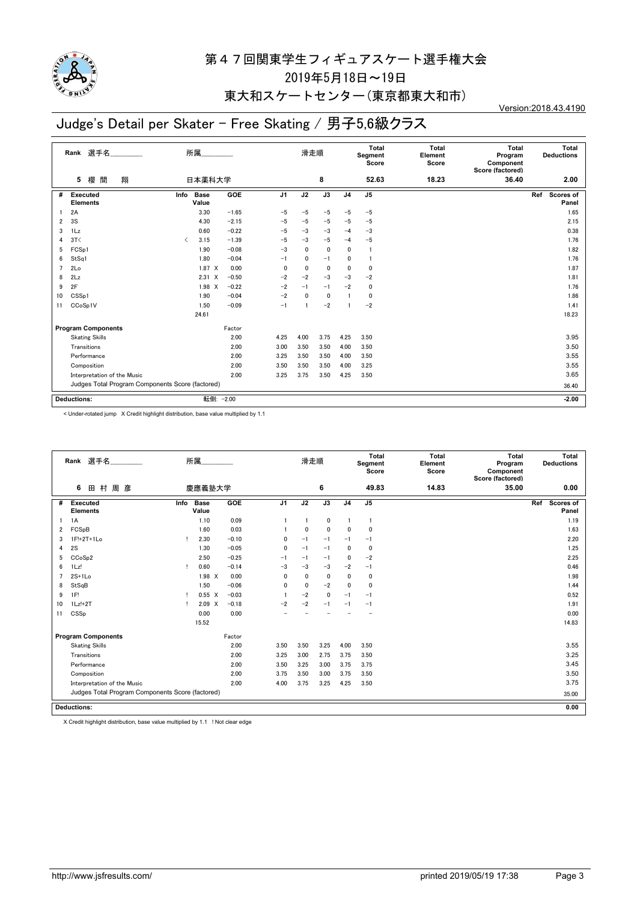# 第４７回関東学生フィギュアスケート選手権大会
2019年5月18日～19日
東大和スケートセンター(東京都東大和市)

Version:2018.43.4190

## Judge's Detail per Skater - Free Skating / 男子5,6級クラス

| Rank | 選手名 | 所属 | 滑走順 | Total Segment Score | Total Element Score | Total Program Component Score (factored) | Total Deductions |
|---|---|---|---|---|---|---|---|
| 5 | 櫻間 翔 | 日本薬科大学 | 8 | 52.63 | 18.23 | 36.40 | 2.00 |

| # | Executed Elements | Info | Base Value | GOE | J1 | J2 | J3 | J4 | J5 | Ref | Scores of Panel |
|---|---|---|---|---|---|---|---|---|---|---|---|
| 1 | 2A | | 3.30 | −1.65 | −5 | −5 | −5 | −5 | −5 | | 1.65 |
| 2 | 3S | | 4.30 | −2.15 | −5 | −5 | −5 | −5 | −5 | | 2.15 |
| 3 | 1Lz | | 0.60 | −0.22 | −5 | −3 | −3 | −4 | −3 | | 0.38 |
| 4 | 3T< | < | 3.15 | −1.39 | −5 | −3 | −5 | −4 | −5 | | 1.76 |
| 5 | FCSp1 | | 1.90 | −0.08 | −3 | 0 | 0 | 0 | 1 | | 1.82 |
| 6 | StSq1 | | 1.80 | −0.04 | −1 | 0 | −1 | 0 | 1 | | 1.76 |
| 7 | 2Lo | | 1.87 X | 0.00 | 0 | 0 | 0 | 0 | 0 | | 1.87 |
| 8 | 2Lz | | 2.31 X | −0.50 | −2 | −2 | −3 | −3 | −2 | | 1.81 |
| 9 | 2F | | 1.98 X | −0.22 | −2 | −1 | −1 | −2 | 0 | | 1.76 |
| 10 | CSSp1 | | 1.90 | −0.04 | −2 | 0 | 0 | 1 | 0 | | 1.86 |
| 11 | CCoSp1V | | 1.50 | −0.09 | −1 | 1 | −2 | 1 | −2 | | 1.41 |
| | | | 24.61 | | | | | | | | 18.23 |
| | **Program Components** | | | Factor | | | | | | | |
| | Skating Skills | | | 2.00 | 4.25 | 4.00 | 3.75 | 4.25 | 3.50 | | 3.95 |
| | Transitions | | | 2.00 | 3.00 | 3.50 | 3.50 | 4.00 | 3.50 | | 3.50 |
| | Performance | | | 2.00 | 3.25 | 3.50 | 3.50 | 4.00 | 3.50 | | 3.55 |
| | Composition | | | 2.00 | 3.50 | 3.50 | 3.50 | 4.00 | 3.25 | | 3.55 |
| | Interpretation of the Music | | | 2.00 | 3.25 | 3.75 | 3.50 | 4.25 | 3.50 | | 3.65 |
| | Judges Total Program Components Score (factored) | | | | | | | | | | 36.40 |
| | **Deductions:** | | 転倒: −2.00 | | | | | | | | −2.00 |

< Under-rotated jump X Credit highlight distribution, base value multiplied by 1.1

| Rank | 選手名 | 所属 | 滑走順 | Total Segment Score | Total Element Score | Total Program Component Score (factored) | Total Deductions |
|---|---|---|---|---|---|---|---|
| 6 | 田村 周彦 | 慶應義塾大学 | 6 | 49.83 | 14.83 | 35.00 | 0.00 |

| # | Executed Elements | Info | Base Value | GOE | J1 | J2 | J3 | J4 | J5 | Ref | Scores of Panel |
|---|---|---|---|---|---|---|---|---|---|---|---|
| 1 | 1A | | 1.10 | 0.09 | 1 | 1 | 0 | 1 | 1 | | 1.19 |
| 2 | FCSpB | | 1.60 | 0.03 | 1 | 0 | 0 | 0 | 0 | | 1.63 |
| 3 | 1F!+2T+1Lo | ! | 2.30 | −0.10 | 0 | −1 | −1 | −1 | −1 | | 2.20 |
| 4 | 2S | | 1.30 | −0.05 | 0 | −1 | −1 | 0 | 0 | | 1.25 |
| 5 | CCoSp2 | | 2.50 | −0.25 | −1 | −1 | −1 | 0 | −2 | | 2.25 |
| 6 | 1Lz! | ! | 0.60 | −0.14 | −3 | −3 | −3 | −2 | −1 | | 0.46 |
| 7 | 2S+1Lo | | 1.98 X | 0.00 | 0 | 0 | 0 | 0 | 0 | | 1.98 |
| 8 | StSqB | | 1.50 | −0.06 | 0 | 0 | −2 | 0 | 0 | | 1.44 |
| 9 | 1F! | ! | 0.55 X | −0.03 | 1 | −2 | 0 | −1 | −1 | | 0.52 |
| 10 | 1Lz!+2T | ! | 2.09 X | −0.18 | −2 | −2 | −1 | −1 | −1 | | 1.91 |
| 11 | CSSp | | 0.00 | 0.00 | − | − | − | − | − | | 0.00 |
| | | | 15.52 | | | | | | | | 14.83 |
| | **Program Components** | | | Factor | | | | | | | |
| | Skating Skills | | | 2.00 | 3.50 | 3.50 | 3.25 | 4.00 | 3.50 | | 3.55 |
| | Transitions | | | 2.00 | 3.25 | 3.00 | 2.75 | 3.75 | 3.50 | | 3.25 |
| | Performance | | | 2.00 | 3.50 | 3.25 | 3.00 | 3.75 | 3.75 | | 3.45 |
| | Composition | | | 2.00 | 3.75 | 3.50 | 3.00 | 3.75 | 3.50 | | 3.50 |
| | Interpretation of the Music | | | 2.00 | 4.00 | 3.75 | 3.25 | 4.25 | 3.50 | | 3.75 |
| | Judges Total Program Components Score (factored) | | | | | | | | | | 35.00 |
| | **Deductions:** | | | | | | | | | | 0.00 |

X Credit highlight distribution, base value multiplied by 1.1 ! Not clear edge

http://www.jsfresults.com/ printed 2019/05/19 17:38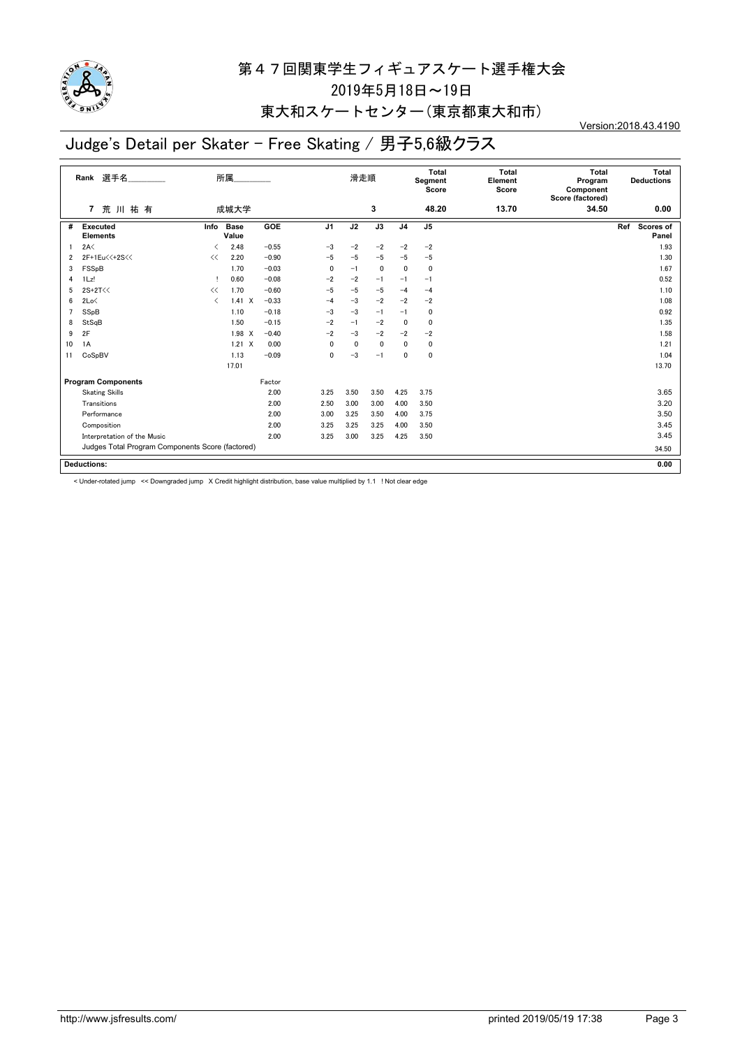# 第４７回関東学生フィギュアスケート選手権大会

## 2019年5月18日～19日

## 東大和スケートセンター（東京都東大和市）

Version:2018.43.4190

## Judge's Detail per Skater - Free Skating / 男子5,6級クラス

| Rank | 選手名 | 所属 | 滑走順 | Total Segment Score | Total Element Score | Total Program Component Score (factored) | Total Deductions |
|---|---|---|---|---|---|---|---|
| 7 | 荒 川 祐 有 | 成城大学 | 3 | 48.20 | 13.70 | 34.50 | 0.00 |

| # | Executed Elements | Info | Base Value | | GOE | J1 | J2 | J3 | J4 | J5 | Ref | Scores of Panel |
|---|---|---|---|---|---|---|---|---|---|---|---|---|
| 1 | 2A< | < | 2.48 | | -0.55 | -3 | -2 | -2 | -2 | -2 | | 1.93 |
| 2 | 2F+1Eu<<+2S<< | << | 2.20 | | -0.90 | -5 | -5 | -5 | -5 | -5 | | 1.30 |
| 3 | FSSpB | | 1.70 | | -0.03 | 0 | -1 | 0 | 0 | 0 | | 1.67 |
| 4 | 1Lz! | ! | 0.60 | | -0.08 | -2 | -2 | -1 | -1 | -1 | | 0.52 |
| 5 | 2S+2T<< | << | 1.70 | | -0.60 | -5 | -5 | -5 | -4 | -4 | | 1.10 |
| 6 | 2Lo< | < | 1.41 | X | -0.33 | -4 | -3 | -2 | -2 | -2 | | 1.08 |
| 7 | SSpB | | 1.10 | | -0.18 | -3 | -3 | -1 | -1 | 0 | | 0.92 |
| 8 | StSqB | | 1.50 | | -0.15 | -2 | -1 | -2 | 0 | 0 | | 1.35 |
| 9 | 2F | | 1.98 | X | -0.40 | -2 | -3 | -2 | -2 | -2 | | 1.58 |
| 10 | 1A | | 1.21 | X | 0.00 | 0 | 0 | 0 | 0 | 0 | | 1.21 |
| 11 | CoSpBV | | 1.13 | | -0.09 | 0 | -3 | -1 | 0 | 0 | | 1.04 |
| | | | 17.01 | | | | | | | | | 13.70 |

| Program Components | Factor | J1 | J2 | J3 | J4 | J5 | Scores of Panel |
|---|---|---|---|---|---|---|---|
| Skating Skills | 2.00 | 3.25 | 3.50 | 3.50 | 4.25 | 3.75 | 3.65 |
| Transitions | 2.00 | 2.50 | 3.00 | 3.00 | 4.00 | 3.50 | 3.20 |
| Performance | 2.00 | 3.00 | 3.25 | 3.50 | 4.00 | 3.75 | 3.50 |
| Composition | 2.00 | 3.25 | 3.25 | 3.25 | 4.00 | 3.50 | 3.45 |
| Interpretation of the Music | 2.00 | 3.25 | 3.00 | 3.25 | 4.25 | 3.50 | 3.45 |
| Judges Total Program Components Score (factored) | | | | | | | 34.50 |

| Deductions: | 0.00 |
|---|---|

< Under-rotated jump << Downgraded jump X Credit highlight distribution, base value multiplied by 1.1 ! Not clear edge

http://www.jsfresults.com/ printed 2019/05/19 17:38